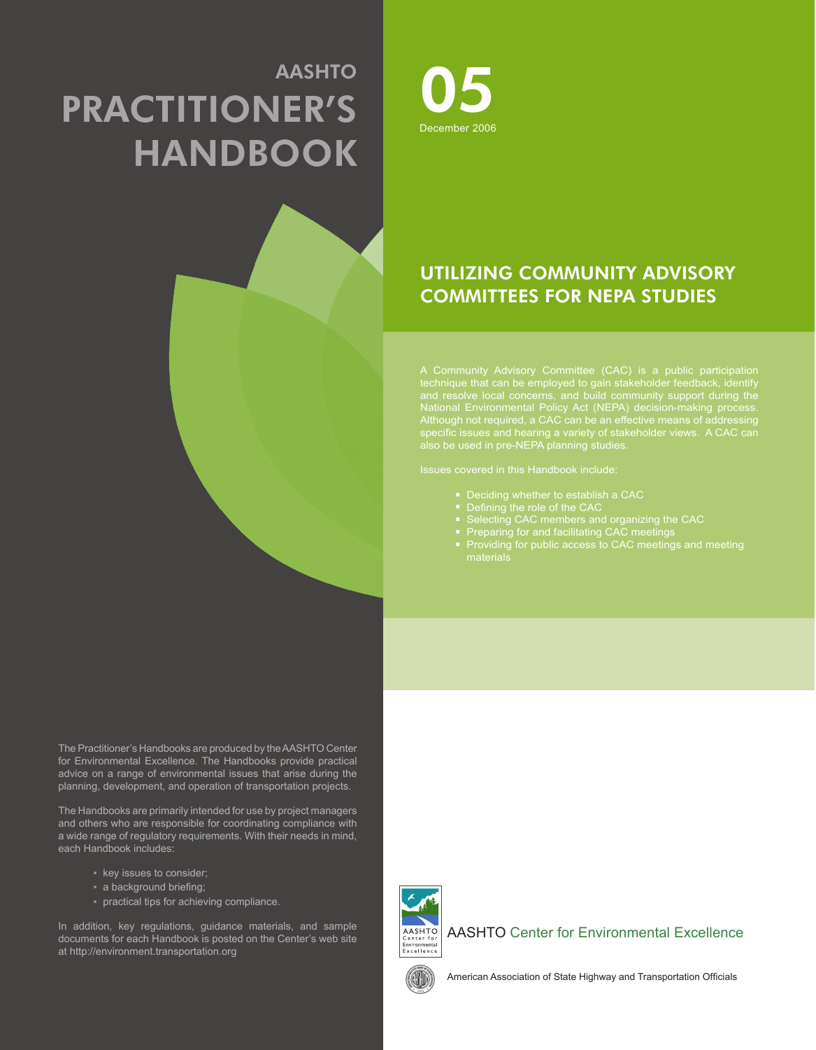# AASHTO PRACTITIONER'S HANDBOOK

# 05

December 2006

## UTILIZING COMMUNITY ADVISORY COMMITTEES FOR NEPA STUDIES

A Community Advisory Committee (CAC) is a public participation technique that can be employed to gain stakeholder feedback, identify and resolve local concerns, and build community support during the National Environmental Policy Act (NEPA) decision-making process. Although not required, a CAC can be an effective means of addressing specific issues and hearing a variety of stakeholder views. A CAC can also be used in pre-NEPA planning studies.

Issues covered in this Handbook include:

- Deciding whether to establish a CAC
- Defining the role of the CAC
- Selecting CAC members and organizing the CAC
- Preparing for and facilitating CAC meetings
- Providing for public access to CAC meetings and meeting materials

The Practitioner's Handbooks are produced by the AASHTO Center for Environmental Excellence. The Handbooks provide practical advice on a range of environmental issues that arise during the planning, development, and operation of transportation projects.

The Handbooks are primarily intended for use by project managers and others who are responsible for coordinating compliance with a wide range of regulatory requirements. With their needs in mind, each Handbook includes:

- key issues to consider;
- a background briefing;
- practical tips for achieving compliance.

In addition, key regulations, guidance materials, and sample documents for each Handbook is posted on the Center's web site at http://environment.transportation.org

AASHTO Center for Environmental Excellence

American Association of State Highway and Transportation Officials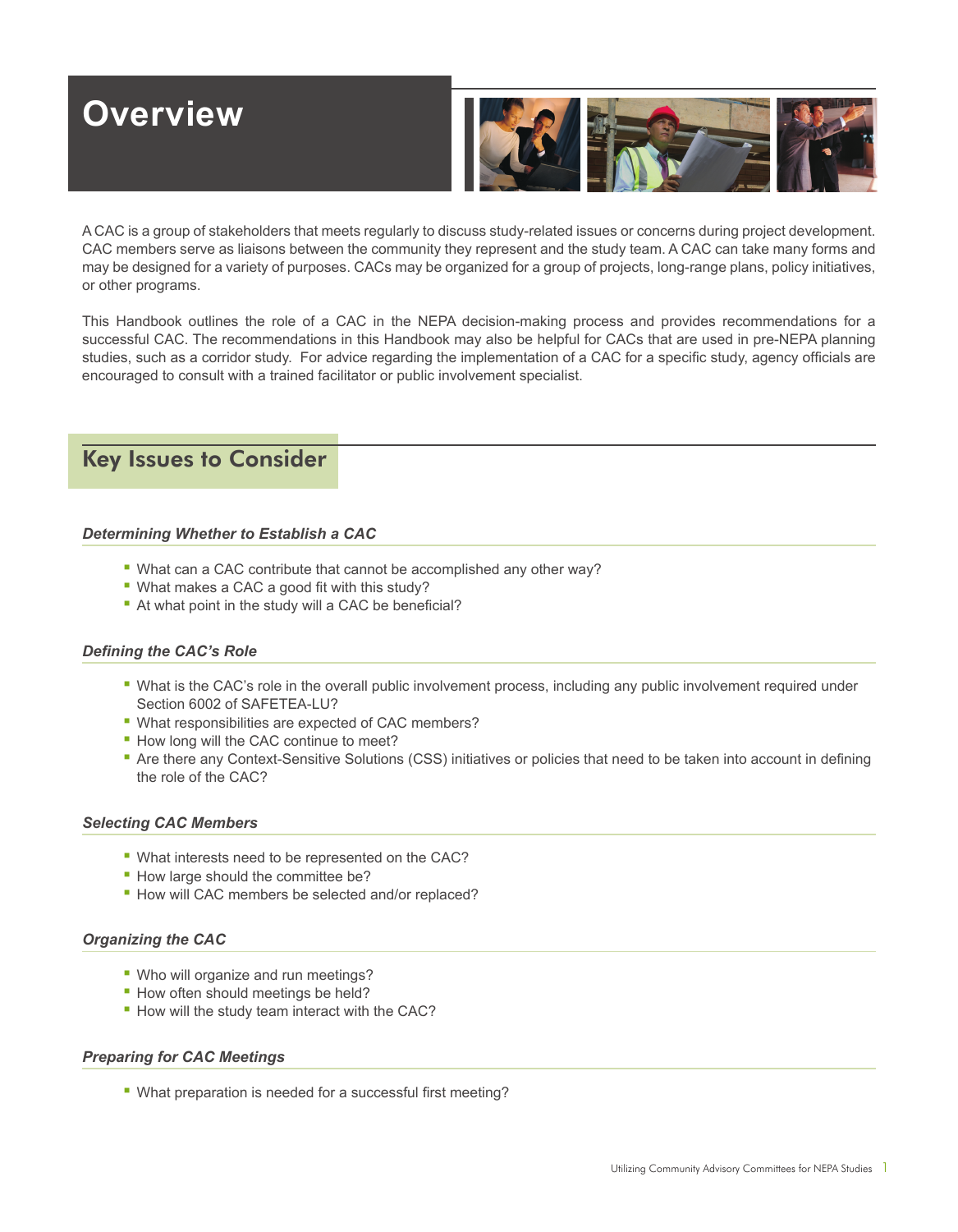# Overview

A CAC is a group of stakeholders that meets regularly to discuss study-related issues or concerns during project development. CAC members serve as liaisons between the community they represent and the study team. A CAC can take many forms and may be designed for a variety of purposes. CACs may be organized for a group of projects, long-range plans, policy initiatives, or other programs.

This Handbook outlines the role of a CAC in the NEPA decision-making process and provides recommendations for a successful CAC. The recommendations in this Handbook may also be helpful for CACs that are used in pre-NEPA planning studies, such as a corridor study. For advice regarding the implementation of a CAC for a specific study, agency officials are encouraged to consult with a trained facilitator or public involvement specialist.

## Key Issues to Consider

### *Determining Whether to Establish a CAC*

- What can a CAC contribute that cannot be accomplished any other way?
- What makes a CAC a good fit with this study?
- At what point in the study will a CAC be beneficial?

### *Defining the CAC's Role*

- What is the CAC's role in the overall public involvement process, including any public involvement required under Section 6002 of SAFETEA-LU?
- What responsibilities are expected of CAC members?
- How long will the CAC continue to meet?
- Are there any Context-Sensitive Solutions (CSS) initiatives or policies that need to be taken into account in defining the role of the CAC?

### *Selecting CAC Members*

- What interests need to be represented on the CAC?
- How large should the committee be?
- How will CAC members be selected and/or replaced?

### *Organizing the CAC*

- Who will organize and run meetings?
- How often should meetings be held?
- How will the study team interact with the CAC?

### *Preparing for CAC Meetings*

- What preparation is needed for a successful first meeting?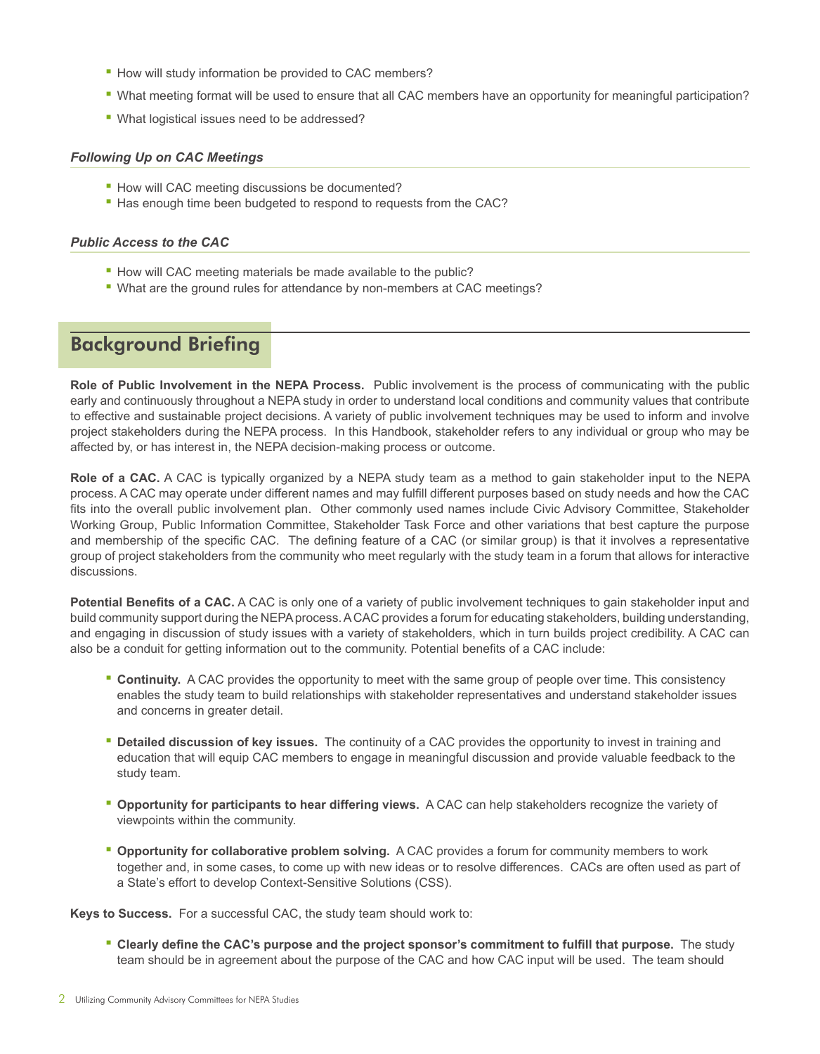- How will study information be provided to CAC members?
- What meeting format will be used to ensure that all CAC members have an opportunity for meaningful participation?
- What logistical issues need to be addressed?

### *Following Up on CAC Meetings*

- How will CAC meeting discussions be documented?
- Has enough time been budgeted to respond to requests from the CAC?

### *Public Access to the CAC*

- How will CAC meeting materials be made available to the public?
- What are the ground rules for attendance by non-members at CAC meetings?

## Background Briefing

**Role of Public Involvement in the NEPA Process.** Public involvement is the process of communicating with the public early and continuously throughout a NEPA study in order to understand local conditions and community values that contribute to effective and sustainable project decisions. A variety of public involvement techniques may be used to inform and involve project stakeholders during the NEPA process. In this Handbook, stakeholder refers to any individual or group who may be affected by, or has interest in, the NEPA decision-making process or outcome.

**Role of a CAC.** A CAC is typically organized by a NEPA study team as a method to gain stakeholder input to the NEPA process. A CAC may operate under different names and may fulfill different purposes based on study needs and how the CAC fits into the overall public involvement plan. Other commonly used names include Civic Advisory Committee, Stakeholder Working Group, Public Information Committee, Stakeholder Task Force and other variations that best capture the purpose and membership of the specific CAC. The defining feature of a CAC (or similar group) is that it involves a representative group of project stakeholders from the community who meet regularly with the study team in a forum that allows for interactive discussions.

**Potential Benefits of a CAC.** A CAC is only one of a variety of public involvement techniques to gain stakeholder input and build community support during the NEPA process. A CAC provides a forum for educating stakeholders, building understanding, and engaging in discussion of study issues with a variety of stakeholders, which in turn builds project credibility. A CAC can also be a conduit for getting information out to the community. Potential benefits of a CAC include:

- **Continuity.** A CAC provides the opportunity to meet with the same group of people over time. This consistency enables the study team to build relationships with stakeholder representatives and understand stakeholder issues and concerns in greater detail.

- **Detailed discussion of key issues.** The continuity of a CAC provides the opportunity to invest in training and education that will equip CAC members to engage in meaningful discussion and provide valuable feedback to the study team.

- **Opportunity for participants to hear differing views.** A CAC can help stakeholders recognize the variety of viewpoints within the community.

- **Opportunity for collaborative problem solving.** A CAC provides a forum for community members to work together and, in some cases, to come up with new ideas or to resolve differences. CACs are often used as part of a State's effort to develop Context-Sensitive Solutions (CSS).

**Keys to Success.** For a successful CAC, the study team should work to:

- **Clearly define the CAC's purpose and the project sponsor's commitment to fulfill that purpose.** The study team should be in agreement about the purpose of the CAC and how CAC input will be used. The team should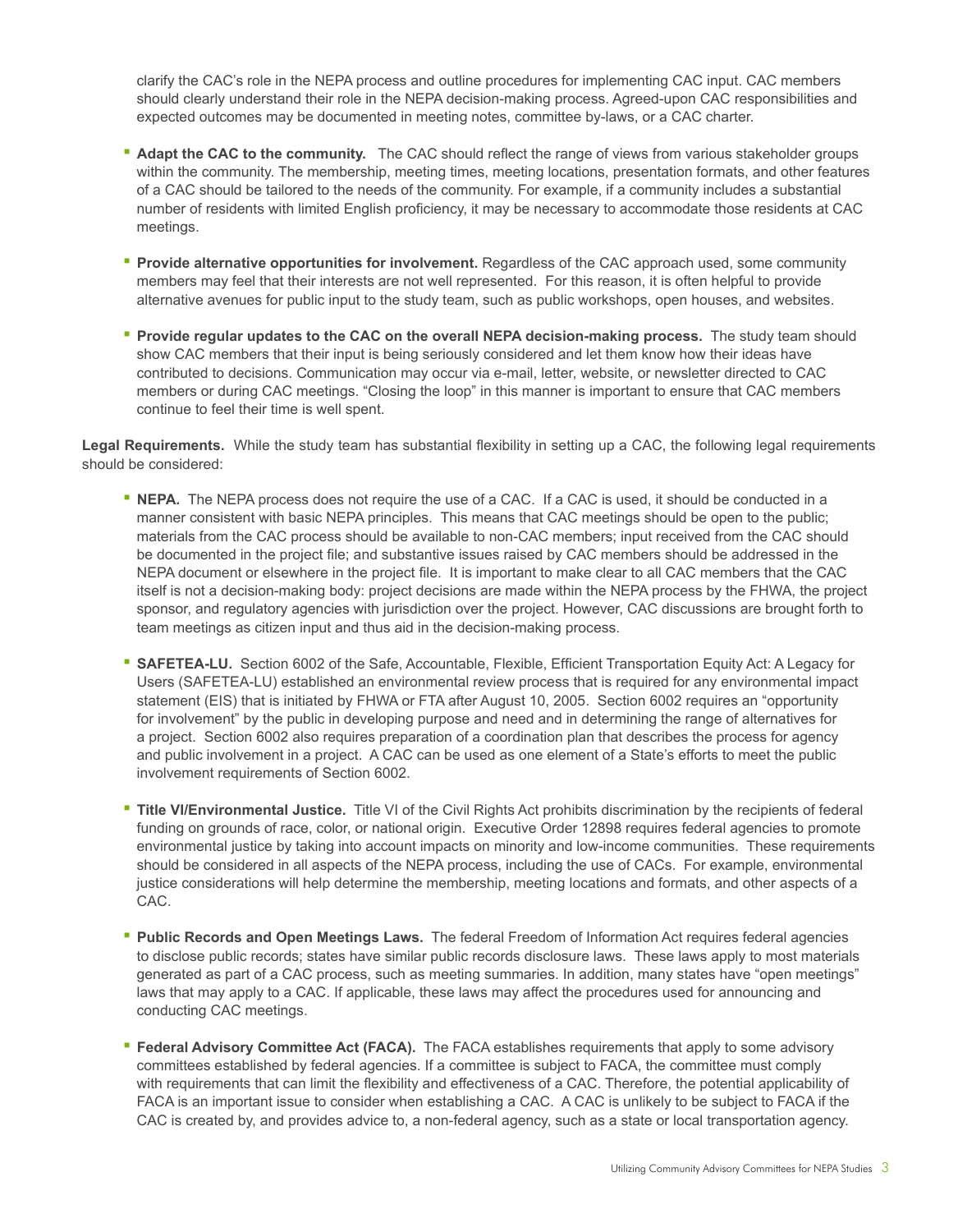clarify the CAC's role in the NEPA process and outline procedures for implementing CAC input. CAC members should clearly understand their role in the NEPA decision-making process. Agreed-upon CAC responsibilities and expected outcomes may be documented in meeting notes, committee by-laws, or a CAC charter.

- **Adapt the CAC to the community.** The CAC should reflect the range of views from various stakeholder groups within the community. The membership, meeting times, meeting locations, presentation formats, and other features of a CAC should be tailored to the needs of the community. For example, if a community includes a substantial number of residents with limited English proficiency, it may be necessary to accommodate those residents at CAC meetings.

- **Provide alternative opportunities for involvement.** Regardless of the CAC approach used, some community members may feel that their interests are not well represented. For this reason, it is often helpful to provide alternative avenues for public input to the study team, such as public workshops, open houses, and websites.

- **Provide regular updates to the CAC on the overall NEPA decision-making process.** The study team should show CAC members that their input is being seriously considered and let them know how their ideas have contributed to decisions. Communication may occur via e-mail, letter, website, or newsletter directed to CAC members or during CAC meetings. "Closing the loop" in this manner is important to ensure that CAC members continue to feel their time is well spent.

**Legal Requirements.** While the study team has substantial flexibility in setting up a CAC, the following legal requirements should be considered:

- **NEPA.** The NEPA process does not require the use of a CAC. If a CAC is used, it should be conducted in a manner consistent with basic NEPA principles. This means that CAC meetings should be open to the public; materials from the CAC process should be available to non-CAC members; input received from the CAC should be documented in the project file; and substantive issues raised by CAC members should be addressed in the NEPA document or elsewhere in the project file. It is important to make clear to all CAC members that the CAC itself is not a decision-making body: project decisions are made within the NEPA process by the FHWA, the project sponsor, and regulatory agencies with jurisdiction over the project. However, CAC discussions are brought forth to team meetings as citizen input and thus aid in the decision-making process.

- **SAFETEA-LU.** Section 6002 of the Safe, Accountable, Flexible, Efficient Transportation Equity Act: A Legacy for Users (SAFETEA-LU) established an environmental review process that is required for any environmental impact statement (EIS) that is initiated by FHWA or FTA after August 10, 2005. Section 6002 requires an "opportunity for involvement" by the public in developing purpose and need and in determining the range of alternatives for a project. Section 6002 also requires preparation of a coordination plan that describes the process for agency and public involvement in a project. A CAC can be used as one element of a State's efforts to meet the public involvement requirements of Section 6002.

- **Title VI/Environmental Justice.** Title VI of the Civil Rights Act prohibits discrimination by the recipients of federal funding on grounds of race, color, or national origin. Executive Order 12898 requires federal agencies to promote environmental justice by taking into account impacts on minority and low-income communities. These requirements should be considered in all aspects of the NEPA process, including the use of CACs. For example, environmental justice considerations will help determine the membership, meeting locations and formats, and other aspects of a CAC.

- **Public Records and Open Meetings Laws.** The federal Freedom of Information Act requires federal agencies to disclose public records; states have similar public records disclosure laws. These laws apply to most materials generated as part of a CAC process, such as meeting summaries. In addition, many states have "open meetings" laws that may apply to a CAC. If applicable, these laws may affect the procedures used for announcing and conducting CAC meetings.

- **Federal Advisory Committee Act (FACA).** The FACA establishes requirements that apply to some advisory committees established by federal agencies. If a committee is subject to FACA, the committee must comply with requirements that can limit the flexibility and effectiveness of a CAC. Therefore, the potential applicability of FACA is an important issue to consider when establishing a CAC. A CAC is unlikely to be subject to FACA if the CAC is created by, and provides advice to, a non-federal agency, such as a state or local transportation agency.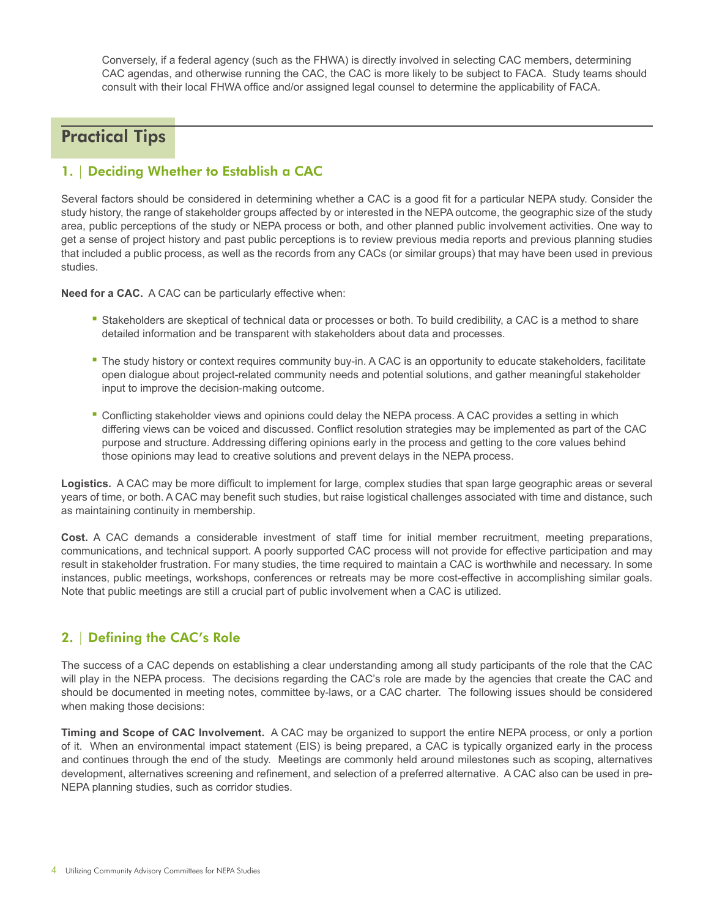Conversely, if a federal agency (such as the FHWA) is directly involved in selecting CAC members, determining CAC agendas, and otherwise running the CAC, the CAC is more likely to be subject to FACA. Study teams should consult with their local FHWA office and/or assigned legal counsel to determine the applicability of FACA.

## Practical Tips

### 1. | Deciding Whether to Establish a CAC

Several factors should be considered in determining whether a CAC is a good fit for a particular NEPA study. Consider the study history, the range of stakeholder groups affected by or interested in the NEPA outcome, the geographic size of the study area, public perceptions of the study or NEPA process or both, and other planned public involvement activities. One way to get a sense of project history and past public perceptions is to review previous media reports and previous planning studies that included a public process, as well as the records from any CACs (or similar groups) that may have been used in previous studies.

**Need for a CAC.** A CAC can be particularly effective when:

- Stakeholders are skeptical of technical data or processes or both. To build credibility, a CAC is a method to share detailed information and be transparent with stakeholders about data and processes.
- The study history or context requires community buy-in. A CAC is an opportunity to educate stakeholders, facilitate open dialogue about project-related community needs and potential solutions, and gather meaningful stakeholder input to improve the decision-making outcome.
- Conflicting stakeholder views and opinions could delay the NEPA process. A CAC provides a setting in which differing views can be voiced and discussed. Conflict resolution strategies may be implemented as part of the CAC purpose and structure. Addressing differing opinions early in the process and getting to the core values behind those opinions may lead to creative solutions and prevent delays in the NEPA process.

**Logistics.** A CAC may be more difficult to implement for large, complex studies that span large geographic areas or several years of time, or both. A CAC may benefit such studies, but raise logistical challenges associated with time and distance, such as maintaining continuity in membership.

**Cost.** A CAC demands a considerable investment of staff time for initial member recruitment, meeting preparations, communications, and technical support. A poorly supported CAC process will not provide for effective participation and may result in stakeholder frustration. For many studies, the time required to maintain a CAC is worthwhile and necessary. In some instances, public meetings, workshops, conferences or retreats may be more cost-effective in accomplishing similar goals. Note that public meetings are still a crucial part of public involvement when a CAC is utilized.

### 2. | Defining the CAC's Role

The success of a CAC depends on establishing a clear understanding among all study participants of the role that the CAC will play in the NEPA process. The decisions regarding the CAC's role are made by the agencies that create the CAC and should be documented in meeting notes, committee by-laws, or a CAC charter. The following issues should be considered when making those decisions:

**Timing and Scope of CAC Involvement.** A CAC may be organized to support the entire NEPA process, or only a portion of it. When an environmental impact statement (EIS) is being prepared, a CAC is typically organized early in the process and continues through the end of the study. Meetings are commonly held around milestones such as scoping, alternatives development, alternatives screening and refinement, and selection of a preferred alternative. A CAC also can be used in pre-NEPA planning studies, such as corridor studies.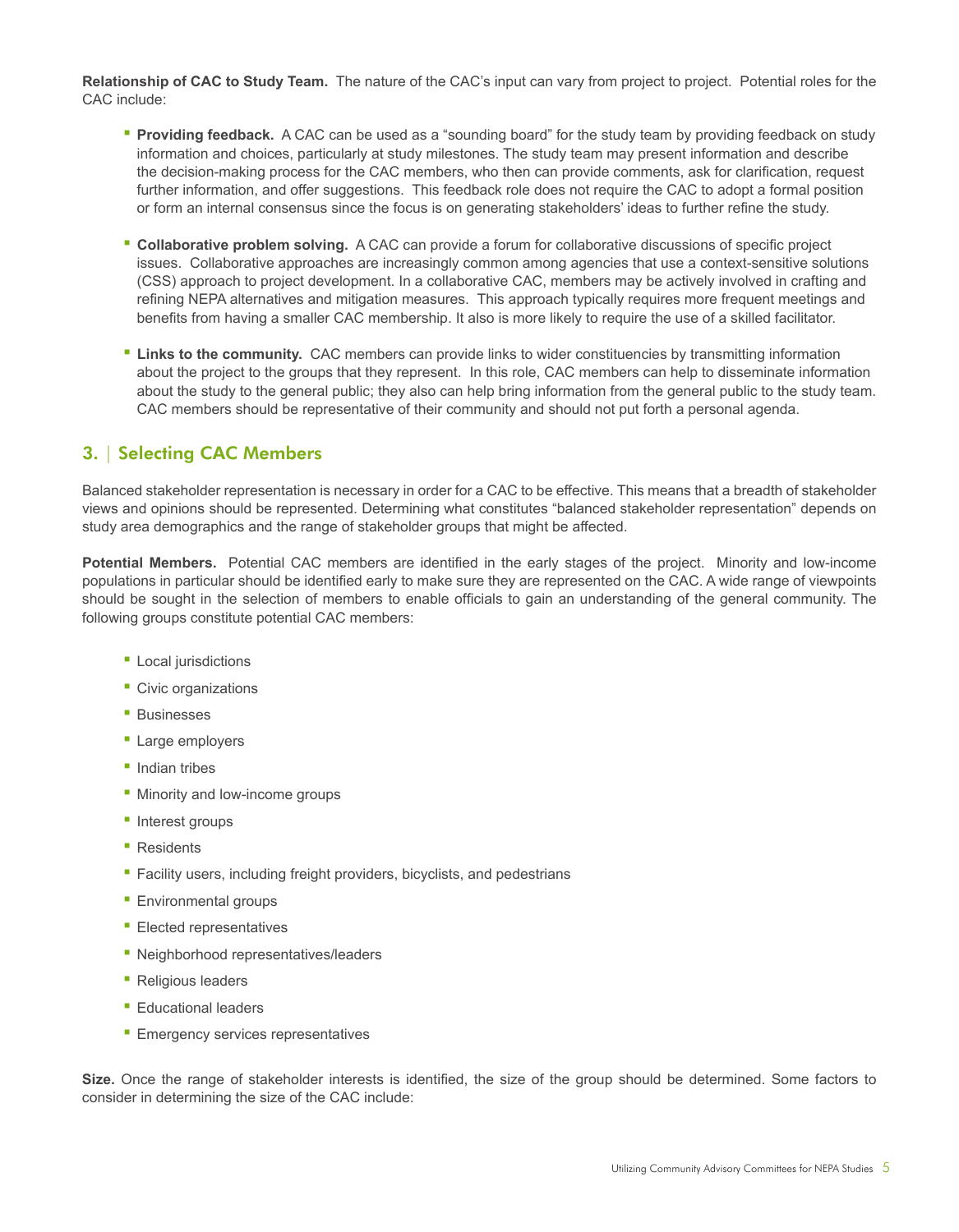**Relationship of CAC to Study Team.** The nature of the CAC's input can vary from project to project. Potential roles for the CAC include:

- **Providing feedback.** A CAC can be used as a "sounding board" for the study team by providing feedback on study information and choices, particularly at study milestones. The study team may present information and describe the decision-making process for the CAC members, who then can provide comments, ask for clarification, request further information, and offer suggestions. This feedback role does not require the CAC to adopt a formal position or form an internal consensus since the focus is on generating stakeholders' ideas to further refine the study.

- **Collaborative problem solving.** A CAC can provide a forum for collaborative discussions of specific project issues. Collaborative approaches are increasingly common among agencies that use a context-sensitive solutions (CSS) approach to project development. In a collaborative CAC, members may be actively involved in crafting and refining NEPA alternatives and mitigation measures. This approach typically requires more frequent meetings and benefits from having a smaller CAC membership. It also is more likely to require the use of a skilled facilitator.

- **Links to the community.** CAC members can provide links to wider constituencies by transmitting information about the project to the groups that they represent. In this role, CAC members can help to disseminate information about the study to the general public; they also can help bring information from the general public to the study team. CAC members should be representative of their community and should not put forth a personal agenda.

## 3. | Selecting CAC Members

Balanced stakeholder representation is necessary in order for a CAC to be effective. This means that a breadth of stakeholder views and opinions should be represented. Determining what constitutes "balanced stakeholder representation" depends on study area demographics and the range of stakeholder groups that might be affected.

**Potential Members.** Potential CAC members are identified in the early stages of the project. Minority and low-income populations in particular should be identified early to make sure they are represented on the CAC. A wide range of viewpoints should be sought in the selection of members to enable officials to gain an understanding of the general community. The following groups constitute potential CAC members:

- Local jurisdictions
- Civic organizations
- Businesses
- Large employers
- Indian tribes
- Minority and low-income groups
- Interest groups
- Residents
- Facility users, including freight providers, bicyclists, and pedestrians
- Environmental groups
- Elected representatives
- Neighborhood representatives/leaders
- Religious leaders
- Educational leaders
- Emergency services representatives

**Size.** Once the range of stakeholder interests is identified, the size of the group should be determined. Some factors to consider in determining the size of the CAC include: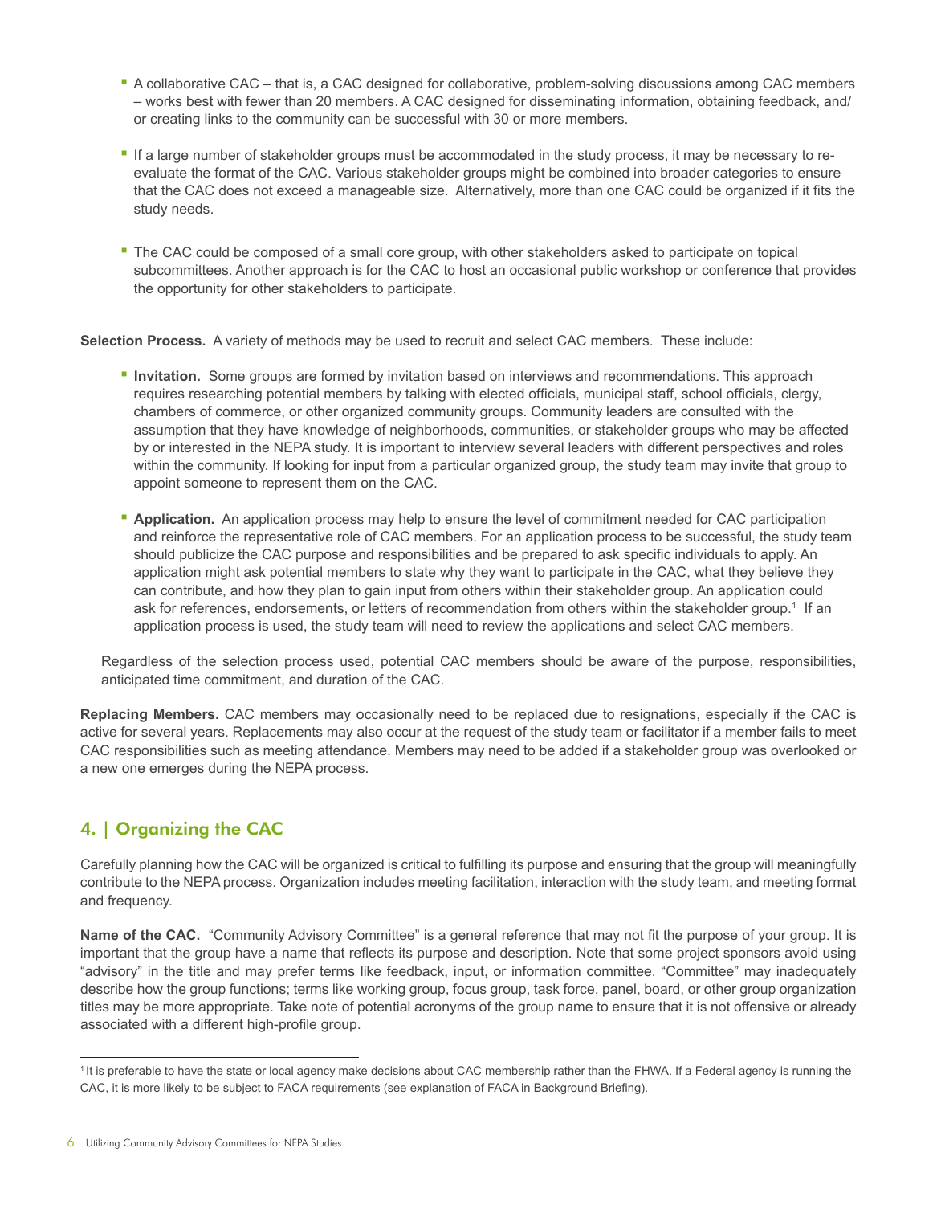- A collaborative CAC – that is, a CAC designed for collaborative, problem-solving discussions among CAC members – works best with fewer than 20 members. A CAC designed for disseminating information, obtaining feedback, and/or creating links to the community can be successful with 30 or more members.

- If a large number of stakeholder groups must be accommodated in the study process, it may be necessary to re-evaluate the format of the CAC. Various stakeholder groups might be combined into broader categories to ensure that the CAC does not exceed a manageable size. Alternatively, more than one CAC could be organized if it fits the study needs.

- The CAC could be composed of a small core group, with other stakeholders asked to participate on topical subcommittees. Another approach is for the CAC to host an occasional public workshop or conference that provides the opportunity for other stakeholders to participate.

**Selection Process.** A variety of methods may be used to recruit and select CAC members. These include:

- **Invitation.** Some groups are formed by invitation based on interviews and recommendations. This approach requires researching potential members by talking with elected officials, municipal staff, school officials, clergy, chambers of commerce, or other organized community groups. Community leaders are consulted with the assumption that they have knowledge of neighborhoods, communities, or stakeholder groups who may be affected by or interested in the NEPA study. It is important to interview several leaders with different perspectives and roles within the community. If looking for input from a particular organized group, the study team may invite that group to appoint someone to represent them on the CAC.

- **Application.** An application process may help to ensure the level of commitment needed for CAC participation and reinforce the representative role of CAC members. For an application process to be successful, the study team should publicize the CAC purpose and responsibilities and be prepared to ask specific individuals to apply. An application might ask potential members to state why they want to participate in the CAC, what they believe they can contribute, and how they plan to gain input from others within their stakeholder group. An application could ask for references, endorsements, or letters of recommendation from others within the stakeholder group.[1] If an application process is used, the study team will need to review the applications and select CAC members.

Regardless of the selection process used, potential CAC members should be aware of the purpose, responsibilities, anticipated time commitment, and duration of the CAC.

**Replacing Members.** CAC members may occasionally need to be replaced due to resignations, especially if the CAC is active for several years. Replacements may also occur at the request of the study team or facilitator if a member fails to meet CAC responsibilities such as meeting attendance. Members may need to be added if a stakeholder group was overlooked or a new one emerges during the NEPA process.

## 4. | Organizing the CAC

Carefully planning how the CAC will be organized is critical to fulfilling its purpose and ensuring that the group will meaningfully contribute to the NEPA process. Organization includes meeting facilitation, interaction with the study team, and meeting format and frequency.

**Name of the CAC.** "Community Advisory Committee" is a general reference that may not fit the purpose of your group. It is important that the group have a name that reflects its purpose and description. Note that some project sponsors avoid using "advisory" in the title and may prefer terms like feedback, input, or information committee. "Committee" may inadequately describe how the group functions; terms like working group, focus group, task force, panel, board, or other group organization titles may be more appropriate. Take note of potential acronyms of the group name to ensure that it is not offensive or already associated with a different high-profile group.

[1] It is preferable to have the state or local agency make decisions about CAC membership rather than the FHWA. If a Federal agency is running the CAC, it is more likely to be subject to FACA requirements (see explanation of FACA in Background Briefing).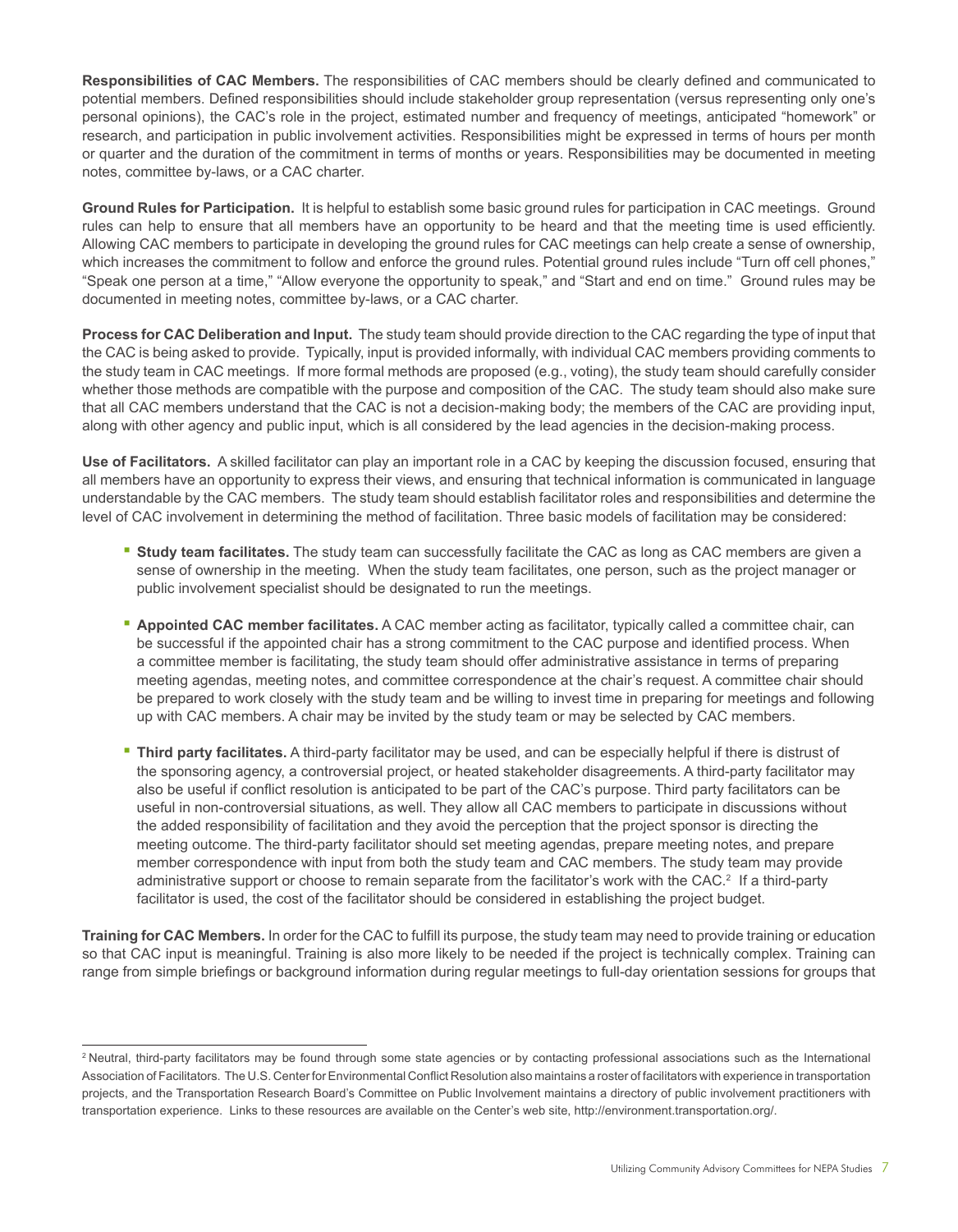**Responsibilities of CAC Members.** The responsibilities of CAC members should be clearly defined and communicated to potential members. Defined responsibilities should include stakeholder group representation (versus representing only one's personal opinions), the CAC's role in the project, estimated number and frequency of meetings, anticipated "homework" or research, and participation in public involvement activities. Responsibilities might be expressed in terms of hours per month or quarter and the duration of the commitment in terms of months or years. Responsibilities may be documented in meeting notes, committee by-laws, or a CAC charter.

**Ground Rules for Participation.** It is helpful to establish some basic ground rules for participation in CAC meetings. Ground rules can help to ensure that all members have an opportunity to be heard and that the meeting time is used efficiently. Allowing CAC members to participate in developing the ground rules for CAC meetings can help create a sense of ownership, which increases the commitment to follow and enforce the ground rules. Potential ground rules include "Turn off cell phones," "Speak one person at a time," "Allow everyone the opportunity to speak," and "Start and end on time." Ground rules may be documented in meeting notes, committee by-laws, or a CAC charter.

**Process for CAC Deliberation and Input.** The study team should provide direction to the CAC regarding the type of input that the CAC is being asked to provide. Typically, input is provided informally, with individual CAC members providing comments to the study team in CAC meetings. If more formal methods are proposed (e.g., voting), the study team should carefully consider whether those methods are compatible with the purpose and composition of the CAC. The study team should also make sure that all CAC members understand that the CAC is not a decision-making body; the members of the CAC are providing input, along with other agency and public input, which is all considered by the lead agencies in the decision-making process.

**Use of Facilitators.** A skilled facilitator can play an important role in a CAC by keeping the discussion focused, ensuring that all members have an opportunity to express their views, and ensuring that technical information is communicated in language understandable by the CAC members. The study team should establish facilitator roles and responsibilities and determine the level of CAC involvement in determining the method of facilitation. Three basic models of facilitation may be considered:

- **Study team facilitates.** The study team can successfully facilitate the CAC as long as CAC members are given a sense of ownership in the meeting. When the study team facilitates, one person, such as the project manager or public involvement specialist should be designated to run the meetings.

- **Appointed CAC member facilitates.** A CAC member acting as facilitator, typically called a committee chair, can be successful if the appointed chair has a strong commitment to the CAC purpose and identified process. When a committee member is facilitating, the study team should offer administrative assistance in terms of preparing meeting agendas, meeting notes, and committee correspondence at the chair's request. A committee chair should be prepared to work closely with the study team and be willing to invest time in preparing for meetings and following up with CAC members. A chair may be invited by the study team or may be selected by CAC members.

- **Third party facilitates.** A third-party facilitator may be used, and can be especially helpful if there is distrust of the sponsoring agency, a controversial project, or heated stakeholder disagreements. A third-party facilitator may also be useful if conflict resolution is anticipated to be part of the CAC's purpose. Third party facilitators can be useful in non-controversial situations, as well. They allow all CAC members to participate in discussions without the added responsibility of facilitation and they avoid the perception that the project sponsor is directing the meeting outcome. The third-party facilitator should set meeting agendas, prepare meeting notes, and prepare member correspondence with input from both the study team and CAC members. The study team may provide administrative support or choose to remain separate from the facilitator's work with the CAC.[2] If a third-party facilitator is used, the cost of the facilitator should be considered in establishing the project budget.

**Training for CAC Members.** In order for the CAC to fulfill its purpose, the study team may need to provide training or education so that CAC input is meaningful. Training is also more likely to be needed if the project is technically complex. Training can range from simple briefings or background information during regular meetings to full-day orientation sessions for groups that

[2] Neutral, third-party facilitators may be found through some state agencies or by contacting professional associations such as the International Association of Facilitators. The U.S. Center for Environmental Conflict Resolution also maintains a roster of facilitators with experience in transportation projects, and the Transportation Research Board's Committee on Public Involvement maintains a directory of public involvement practitioners with transportation experience. Links to these resources are available on the Center's web site, http://environment.transportation.org/.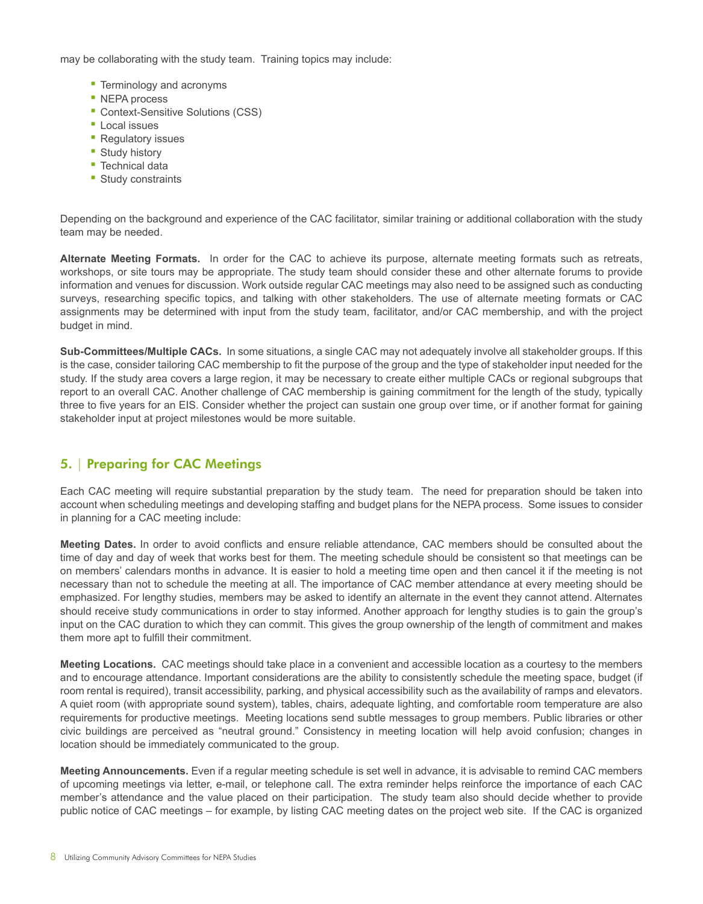may be collaborating with the study team. Training topics may include:

- Terminology and acronyms
- NEPA process
- Context-Sensitive Solutions (CSS)
- Local issues
- Regulatory issues
- Study history
- Technical data
- Study constraints

Depending on the background and experience of the CAC facilitator, similar training or additional collaboration with the study team may be needed.

**Alternate Meeting Formats.** In order for the CAC to achieve its purpose, alternate meeting formats such as retreats, workshops, or site tours may be appropriate. The study team should consider these and other alternate forums to provide information and venues for discussion. Work outside regular CAC meetings may also need to be assigned such as conducting surveys, researching specific topics, and talking with other stakeholders. The use of alternate meeting formats or CAC assignments may be determined with input from the study team, facilitator, and/or CAC membership, and with the project budget in mind.

**Sub-Committees/Multiple CACs.** In some situations, a single CAC may not adequately involve all stakeholder groups. If this is the case, consider tailoring CAC membership to fit the purpose of the group and the type of stakeholder input needed for the study. If the study area covers a large region, it may be necessary to create either multiple CACs or regional subgroups that report to an overall CAC. Another challenge of CAC membership is gaining commitment for the length of the study, typically three to five years for an EIS. Consider whether the project can sustain one group over time, or if another format for gaining stakeholder input at project milestones would be more suitable.

## 5. | Preparing for CAC Meetings

Each CAC meeting will require substantial preparation by the study team. The need for preparation should be taken into account when scheduling meetings and developing staffing and budget plans for the NEPA process. Some issues to consider in planning for a CAC meeting include:

**Meeting Dates.** In order to avoid conflicts and ensure reliable attendance, CAC members should be consulted about the time of day and day of week that works best for them. The meeting schedule should be consistent so that meetings can be on members' calendars months in advance. It is easier to hold a meeting time open and then cancel it if the meeting is not necessary than not to schedule the meeting at all. The importance of CAC member attendance at every meeting should be emphasized. For lengthy studies, members may be asked to identify an alternate in the event they cannot attend. Alternates should receive study communications in order to stay informed. Another approach for lengthy studies is to gain the group's input on the CAC duration to which they can commit. This gives the group ownership of the length of commitment and makes them more apt to fulfill their commitment.

**Meeting Locations.** CAC meetings should take place in a convenient and accessible location as a courtesy to the members and to encourage attendance. Important considerations are the ability to consistently schedule the meeting space, budget (if room rental is required), transit accessibility, parking, and physical accessibility such as the availability of ramps and elevators. A quiet room (with appropriate sound system), tables, chairs, adequate lighting, and comfortable room temperature are also requirements for productive meetings. Meeting locations send subtle messages to group members. Public libraries or other civic buildings are perceived as "neutral ground." Consistency in meeting location will help avoid confusion; changes in location should be immediately communicated to the group.

**Meeting Announcements.** Even if a regular meeting schedule is set well in advance, it is advisable to remind CAC members of upcoming meetings via letter, e-mail, or telephone call. The extra reminder helps reinforce the importance of each CAC member's attendance and the value placed on their participation. The study team also should decide whether to provide public notice of CAC meetings – for example, by listing CAC meeting dates on the project web site. If the CAC is organized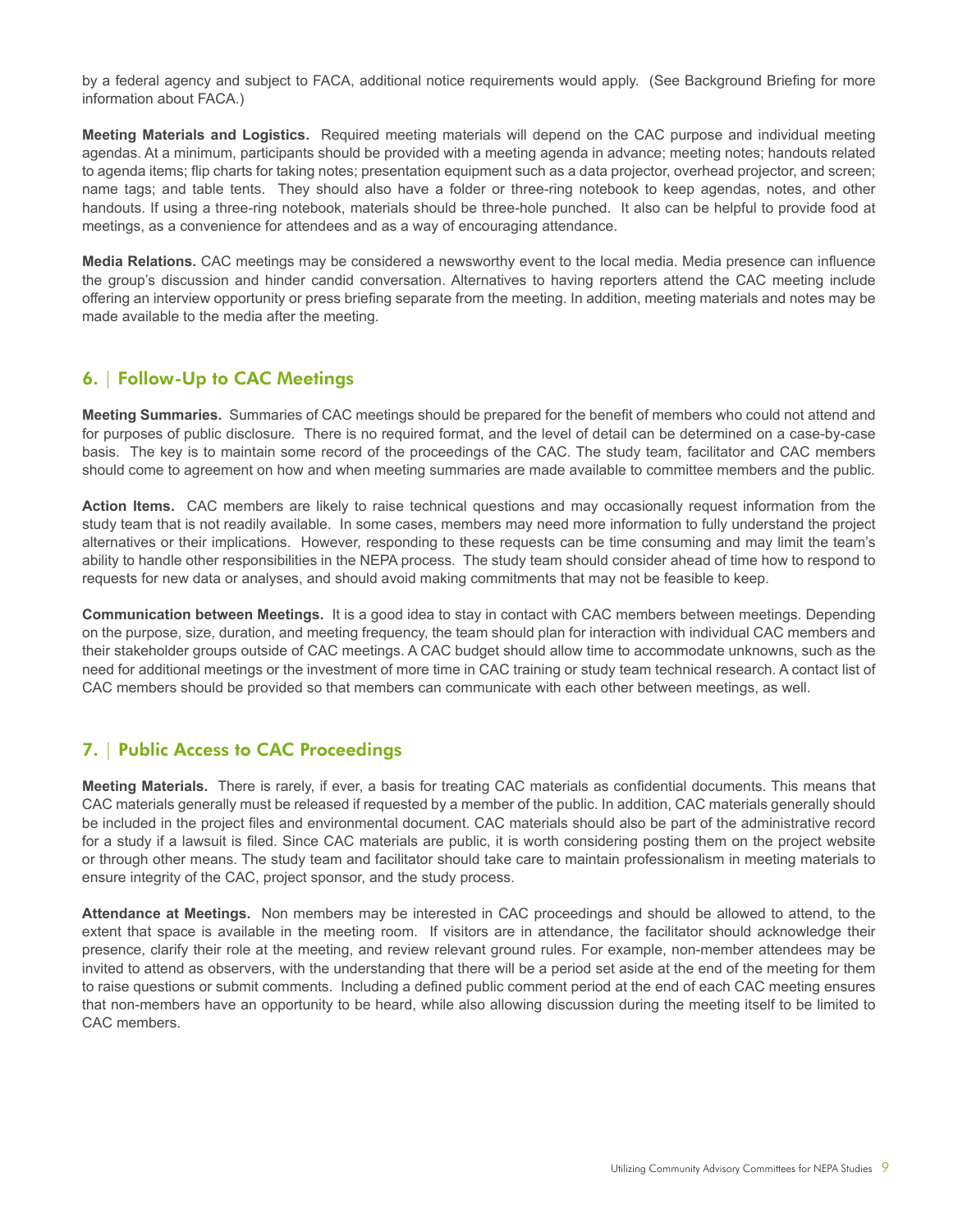by a federal agency and subject to FACA, additional notice requirements would apply. (See Background Briefing for more information about FACA.)

**Meeting Materials and Logistics.** Required meeting materials will depend on the CAC purpose and individual meeting agendas. At a minimum, participants should be provided with a meeting agenda in advance; meeting notes; handouts related to agenda items; flip charts for taking notes; presentation equipment such as a data projector, overhead projector, and screen; name tags; and table tents. They should also have a folder or three-ring notebook to keep agendas, notes, and other handouts. If using a three-ring notebook, materials should be three-hole punched. It also can be helpful to provide food at meetings, as a convenience for attendees and as a way of encouraging attendance.

**Media Relations.** CAC meetings may be considered a newsworthy event to the local media. Media presence can influence the group's discussion and hinder candid conversation. Alternatives to having reporters attend the CAC meeting include offering an interview opportunity or press briefing separate from the meeting. In addition, meeting materials and notes may be made available to the media after the meeting.

## 6. | Follow-Up to CAC Meetings

**Meeting Summaries.** Summaries of CAC meetings should be prepared for the benefit of members who could not attend and for purposes of public disclosure. There is no required format, and the level of detail can be determined on a case-by-case basis. The key is to maintain some record of the proceedings of the CAC. The study team, facilitator and CAC members should come to agreement on how and when meeting summaries are made available to committee members and the public.

**Action Items.** CAC members are likely to raise technical questions and may occasionally request information from the study team that is not readily available. In some cases, members may need more information to fully understand the project alternatives or their implications. However, responding to these requests can be time consuming and may limit the team's ability to handle other responsibilities in the NEPA process. The study team should consider ahead of time how to respond to requests for new data or analyses, and should avoid making commitments that may not be feasible to keep.

**Communication between Meetings.** It is a good idea to stay in contact with CAC members between meetings. Depending on the purpose, size, duration, and meeting frequency, the team should plan for interaction with individual CAC members and their stakeholder groups outside of CAC meetings. A CAC budget should allow time to accommodate unknowns, such as the need for additional meetings or the investment of more time in CAC training or study team technical research. A contact list of CAC members should be provided so that members can communicate with each other between meetings, as well.

## 7. | Public Access to CAC Proceedings

**Meeting Materials.** There is rarely, if ever, a basis for treating CAC materials as confidential documents. This means that CAC materials generally must be released if requested by a member of the public. In addition, CAC materials generally should be included in the project files and environmental document. CAC materials should also be part of the administrative record for a study if a lawsuit is filed. Since CAC materials are public, it is worth considering posting them on the project website or through other means. The study team and facilitator should take care to maintain professionalism in meeting materials to ensure integrity of the CAC, project sponsor, and the study process.

**Attendance at Meetings.** Non members may be interested in CAC proceedings and should be allowed to attend, to the extent that space is available in the meeting room. If visitors are in attendance, the facilitator should acknowledge their presence, clarify their role at the meeting, and review relevant ground rules. For example, non-member attendees may be invited to attend as observers, with the understanding that there will be a period set aside at the end of the meeting for them to raise questions or submit comments. Including a defined public comment period at the end of each CAC meeting ensures that non-members have an opportunity to be heard, while also allowing discussion during the meeting itself to be limited to CAC members.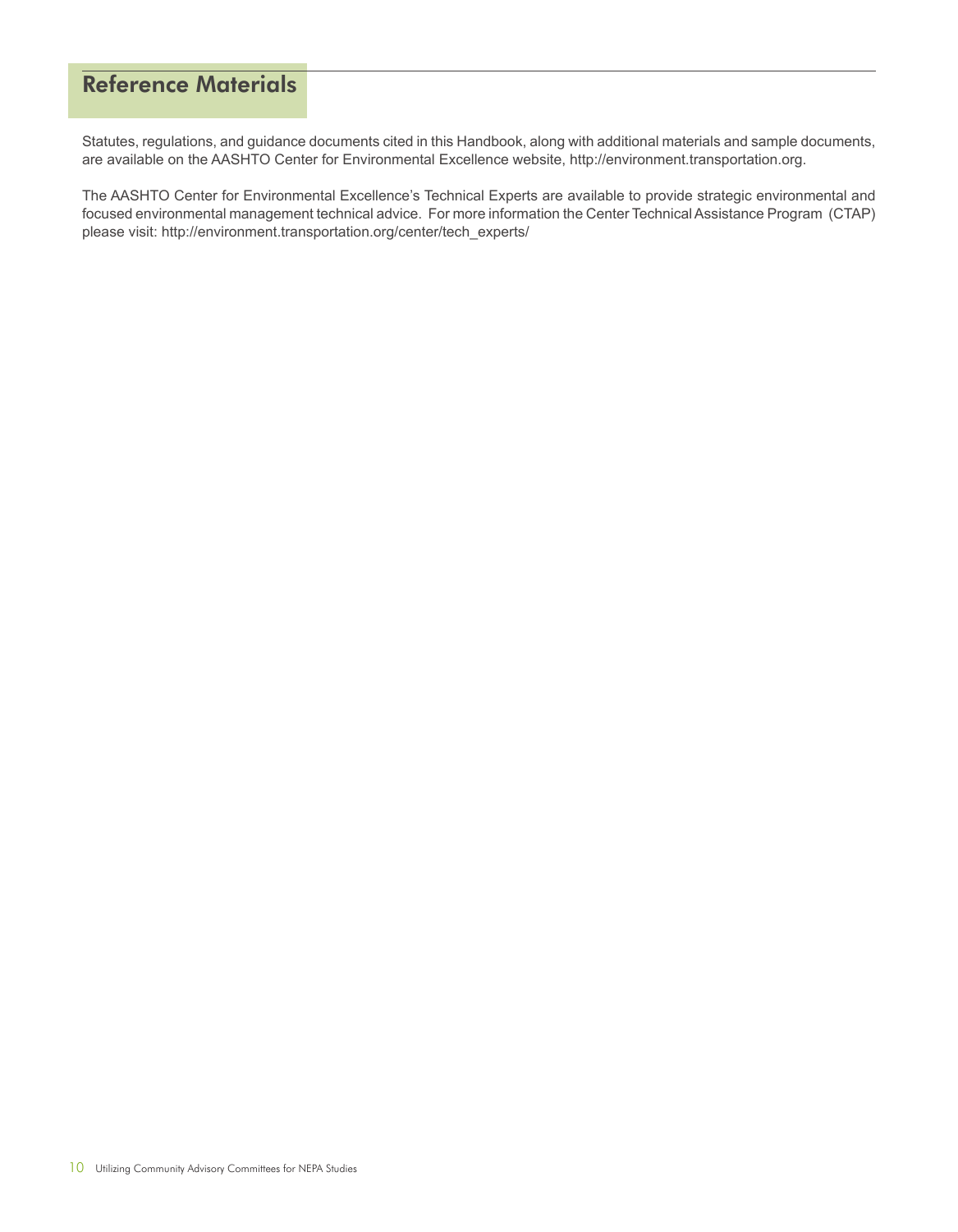## Reference Materials

Statutes, regulations, and guidance documents cited in this Handbook, along with additional materials and sample documents, are available on the AASHTO Center for Environmental Excellence website, http://environment.transportation.org.

The AASHTO Center for Environmental Excellence's Technical Experts are available to provide strategic environmental and focused environmental management technical advice. For more information the Center Technical Assistance Program (CTAP) please visit: http://environment.transportation.org/center/tech_experts/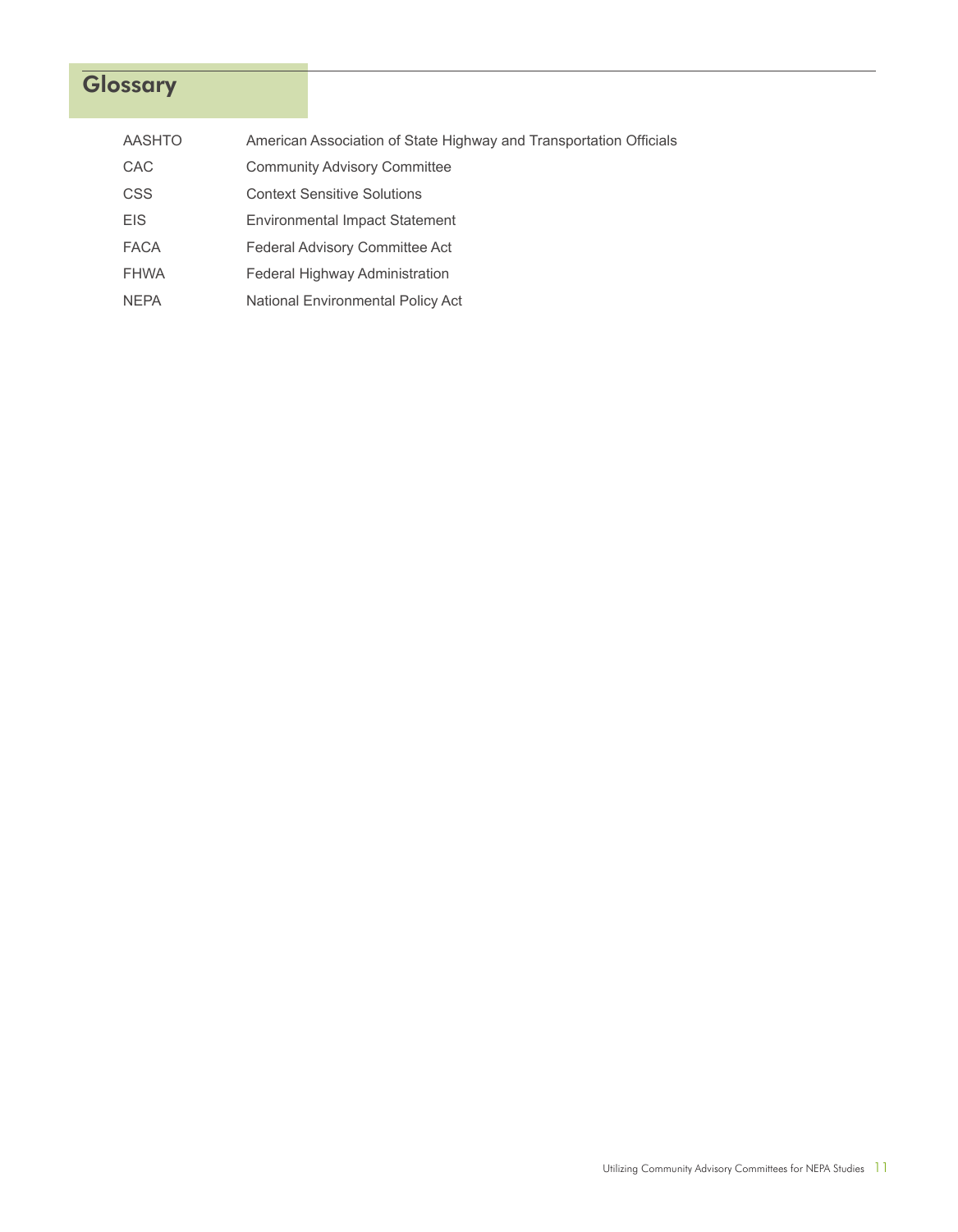# Glossary

| | |
|---|---|
| AASHTO | American Association of State Highway and Transportation Officials |
| CAC | Community Advisory Committee |
| CSS | Context Sensitive Solutions |
| EIS | Environmental Impact Statement |
| FACA | Federal Advisory Committee Act |
| FHWA | Federal Highway Administration |
| NEPA | National Environmental Policy Act |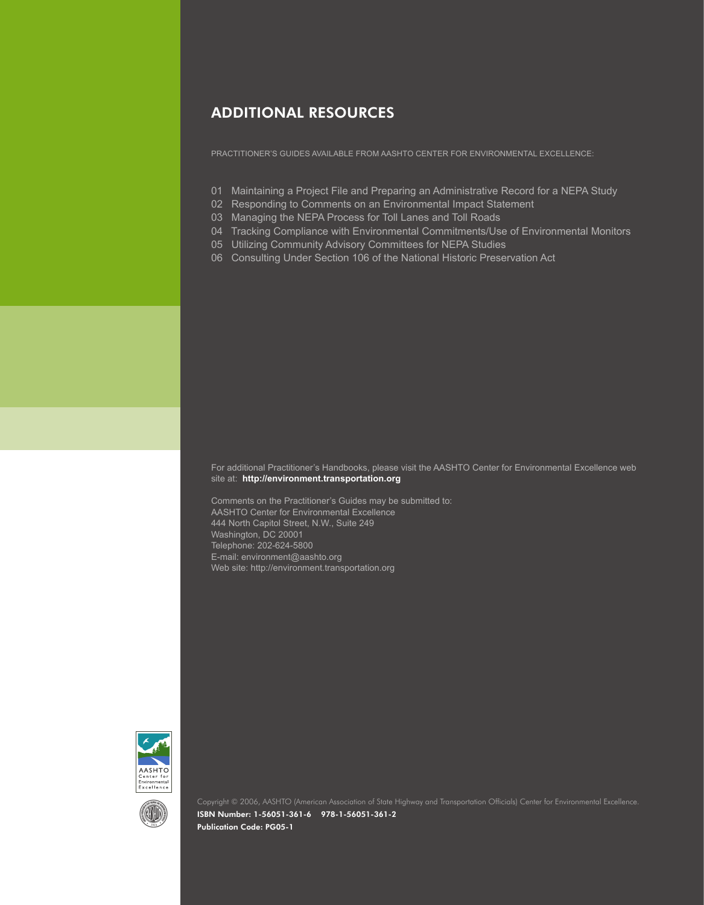## ADDITIONAL RESOURCES

PRACTITIONER'S GUIDES AVAILABLE FROM AASHTO CENTER FOR ENVIRONMENTAL EXCELLENCE:

01 Maintaining a Project File and Preparing an Administrative Record for a NEPA Study
02 Responding to Comments on an Environmental Impact Statement
03 Managing the NEPA Process for Toll Lanes and Toll Roads
04 Tracking Compliance with Environmental Commitments/Use of Environmental Monitors
05 Utilizing Community Advisory Committees for NEPA Studies
06 Consulting Under Section 106 of the National Historic Preservation Act

For additional Practitioner's Handbooks, please visit the AASHTO Center for Environmental Excellence web site at: **http://environment.transportation.org**

Comments on the Practitioner's Guides may be submitted to:
AASHTO Center for Environmental Excellence
444 North Capitol Street, N.W., Suite 249
Washington, DC 20001
Telephone: 202-624-5800
E-mail: environment@aashto.org
Web site: http://environment.transportation.org

AASHTO Center for Environmental Excellence

Copyright © 2006, AASHTO (American Association of State Highway and Transportation Officials) Center for Environmental Excellence.
**ISBN Number: 1-56051-361-6 978-1-56051-361-2**
**Publication Code: PG05-1**